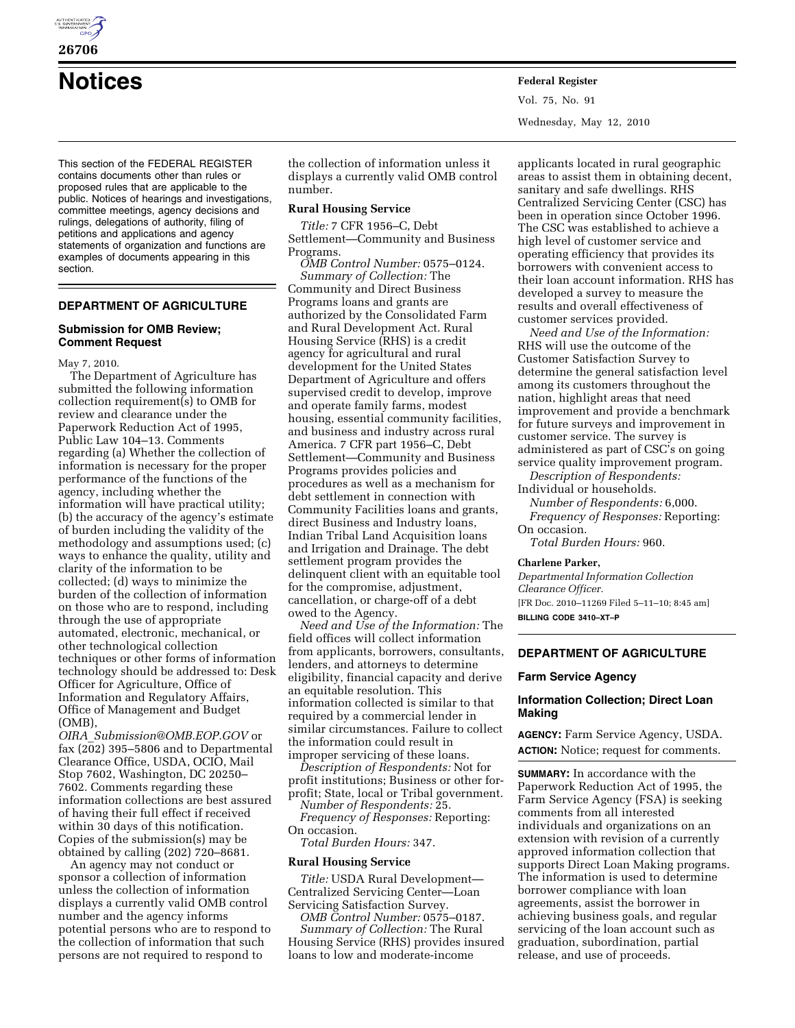# Notices

This section of the FEDERAL REGISTER contains documents other than rules or proposed rules that are applicable to the public. Notices of hearings and investigations, committee meetings, agency decisions and rulings, delegations of authority, filing of petitions and applications and agency statements of organization and functions are examples of documents appearing in this section.

## DEPARTMENT OF AGRICULTURE

### Submission for OMB Review; Comment Request

May 7, 2010.

The Department of Agriculture has submitted the following information collection requirement(s) to OMB for review and clearance under the Paperwork Reduction Act of 1995, Public Law 104–13. Comments regarding (a) Whether the collection of information is necessary for the proper performance of the functions of the agency, including whether the information will have practical utility; (b) the accuracy of the agency's estimate of burden including the validity of the methodology and assumptions used; (c) ways to enhance the quality, utility and clarity of the information to be collected; (d) ways to minimize the burden of the collection of information on those who are to respond, including through the use of appropriate automated, electronic, mechanical, or other technological collection techniques or other forms of information technology should be addressed to: Desk Officer for Agriculture, Office of Information and Regulatory Affairs, Office of Management and Budget (OMB), *OIRA_Submission@OMB.EOP.GOV* or fax (202) 395–5806 and to Departmental Clearance Office, USDA, OCIO, Mail Stop 7602, Washington, DC 20250–7602. Comments regarding these information collections are best assured of having their full effect if received within 30 days of this notification. Copies of the submission(s) may be obtained by calling (202) 720–8681.

An agency may not conduct or sponsor a collection of information unless the collection of information displays a currently valid OMB control number and the agency informs potential persons who are to respond to the collection of information that such persons are not required to respond to the collection of information unless it displays a currently valid OMB control number.

#### Rural Housing Service

*Title:* 7 CFR 1956–C, Debt Settlement—Community and Business Programs.

*OMB Control Number:* 0575–0124.

*Summary of Collection:* The Community and Direct Business Programs loans and grants are authorized by the Consolidated Farm and Rural Development Act. Rural Housing Service (RHS) is a credit agency for agricultural and rural development for the United States Department of Agriculture and offers supervised credit to develop, improve and operate family farms, modest housing, essential community facilities, and business and industry across rural America. 7 CFR part 1956–C, Debt Settlement—Community and Business Programs provides policies and procedures as well as a mechanism for debt settlement in connection with Community Facilities loans and grants, direct Business and Industry loans, Indian Tribal Land Acquisition loans and Irrigation and Drainage. The debt settlement program provides the delinquent client with an equitable tool for the compromise, adjustment, cancellation, or charge-off of a debt owed to the Agency.

*Need and Use of the Information:* The field offices will collect information from applicants, borrowers, consultants, lenders, and attorneys to determine eligibility, financial capacity and derive an equitable resolution. This information collected is similar to that required by a commercial lender in similar circumstances. Failure to collect the information could result in improper servicing of these loans.

*Description of Respondents:* Not for profit institutions; Business or other for-profit; State, local or Tribal government.

*Number of Respondents:* 25.

*Frequency of Responses:* Reporting: On occasion.

*Total Burden Hours:* 347.

#### Rural Housing Service

*Title:* USDA Rural Development—Centralized Servicing Center—Loan Servicing Satisfaction Survey.

*OMB Control Number:* 0575–0187.

*Summary of Collection:* The Rural Housing Service (RHS) provides insured loans to low and moderate-income applicants located in rural geographic areas to assist them in obtaining decent, sanitary and safe dwellings. RHS Centralized Servicing Center (CSC) has been in operation since October 1996. The CSC was established to achieve a high level of customer service and operating efficiency that provides its borrowers with convenient access to their loan account information. RHS has developed a survey to measure the results and overall effectiveness of customer services provided.

*Need and Use of the Information:* RHS will use the outcome of the Customer Satisfaction Survey to determine the general satisfaction level among its customers throughout the nation, highlight areas that need improvement and provide a benchmark for future surveys and improvement in customer service. The survey is administered as part of CSC's on going service quality improvement program.

*Description of Respondents:* Individual or households.

*Number of Respondents:* 6,000.

*Frequency of Responses:* Reporting: On occasion.

*Total Burden Hours:* 960.

**Charlene Parker,**

*Departmental Information Collection Clearance Officer.*

[FR Doc. 2010–11269 Filed 5–11–10; 8:45 am]

**BILLING CODE 3410–XT–P**

## DEPARTMENT OF AGRICULTURE

### Farm Service Agency

### Information Collection; Direct Loan Making

**AGENCY:** Farm Service Agency, USDA.

**ACTION:** Notice; request for comments.

**SUMMARY:** In accordance with the Paperwork Reduction Act of 1995, the Farm Service Agency (FSA) is seeking comments from all interested individuals and organizations on an extension with revision of a currently approved information collection that supports Direct Loan Making programs. The information is used to determine borrower compliance with loan agreements, assist the borrower in achieving business goals, and regular servicing of the loan account such as graduation, subordination, partial release, and use of proceeds.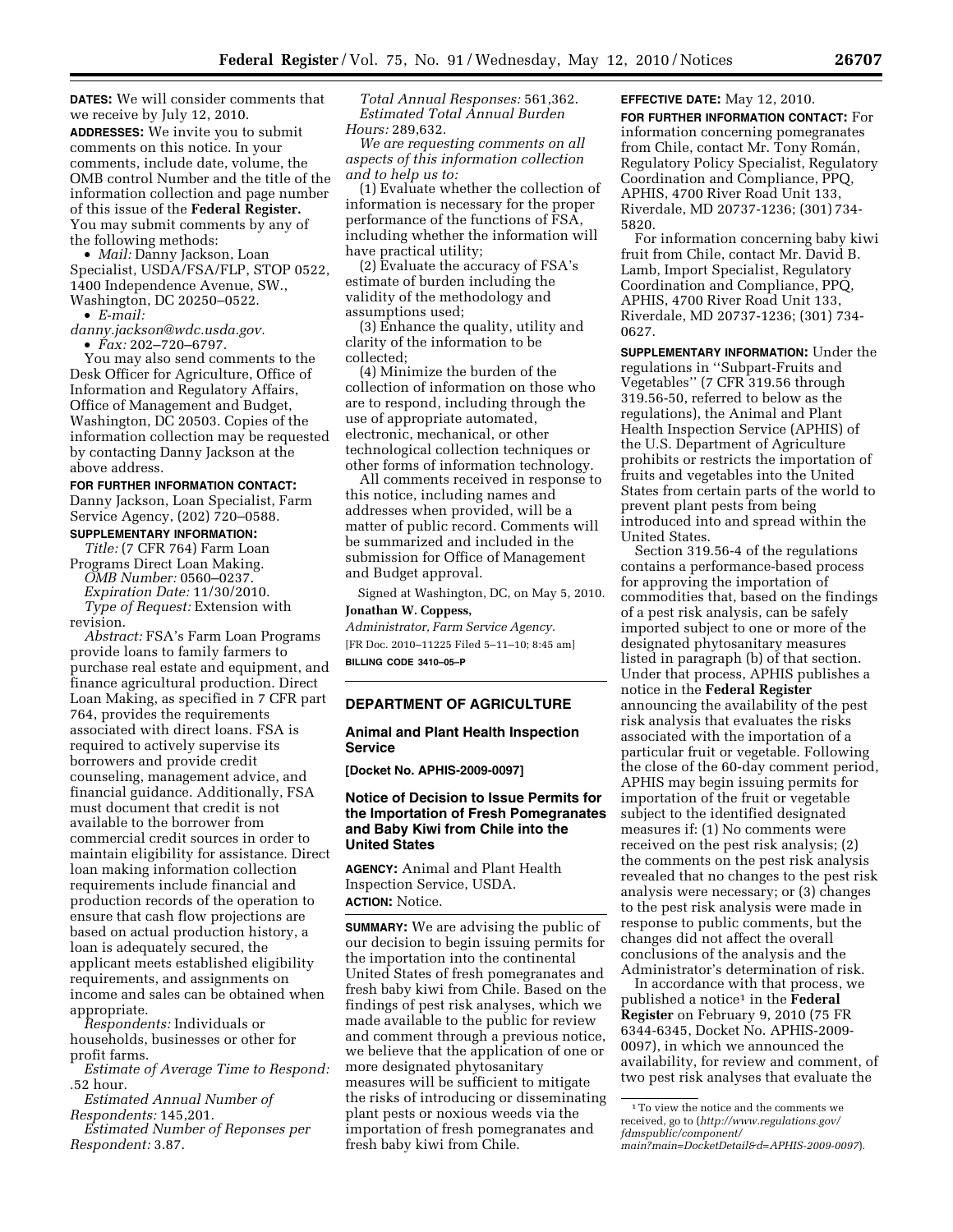**DATES:** We will consider comments that we receive by July 12, 2010.

**ADDRESSES:** We invite you to submit comments on this notice. In your comments, include date, volume, the OMB control Number and the title of the information collection and page number of this issue of the **Federal Register.** You may submit comments by any of the following methods:

- *Mail:* Danny Jackson, Loan Specialist, USDA/FSA/FLP, STOP 0522, 1400 Independence Avenue, SW., Washington, DC 20250–0522.
- *E-mail: danny.jackson@wdc.usda.gov.*
- *Fax:* 202–720–6797.

You may also send comments to the Desk Officer for Agriculture, Office of Information and Regulatory Affairs, Office of Management and Budget, Washington, DC 20503. Copies of the information collection may be requested by contacting Danny Jackson at the above address.

**FOR FURTHER INFORMATION CONTACT:** Danny Jackson, Loan Specialist, Farm Service Agency, (202) 720–0588.

**SUPPLEMENTARY INFORMATION:**

*Title:* (7 CFR 764) Farm Loan Programs Direct Loan Making.

*OMB Number:* 0560–0237.

*Expiration Date:* 11/30/2010.

*Type of Request:* Extension with revision.

*Abstract:* FSA's Farm Loan Programs provide loans to family farmers to purchase real estate and equipment, and finance agricultural production. Direct Loan Making, as specified in 7 CFR part 764, provides the requirements associated with direct loans. FSA is required to actively supervise its borrowers and provide credit counseling, management advice, and financial guidance. Additionally, FSA must document that credit is not available to the borrower from commercial credit sources in order to maintain eligibility for assistance. Direct loan making information collection requirements include financial and production records of the operation to ensure that cash flow projections are based on actual production history, a loan is adequately secured, the applicant meets established eligibility requirements, and assignments on income and sales can be obtained when appropriate.

*Respondents:* Individuals or households, businesses or other for profit farms.

*Estimate of Average Time to Respond:* .52 hour.

*Estimated Annual Number of Respondents:* 145,201.

*Estimated Number of Reponses per Respondent:* 3.87.

*Total Annual Responses:* 561,362.

*Estimated Total Annual Burden Hours:* 289,632.

*We are requesting comments on all aspects of this information collection and to help us to:*

(1) Evaluate whether the collection of information is necessary for the proper performance of the functions of FSA, including whether the information will have practical utility;

(2) Evaluate the accuracy of FSA's estimate of burden including the validity of the methodology and assumptions used;

(3) Enhance the quality, utility and clarity of the information to be collected;

(4) Minimize the burden of the collection of information on those who are to respond, including through the use of appropriate automated, electronic, mechanical, or other technological collection techniques or other forms of information technology.

All comments received in response to this notice, including names and addresses when provided, will be a matter of public record. Comments will be summarized and included in the submission for Office of Management and Budget approval.

Signed at Washington, DC, on May 5, 2010.

**Jonathan W. Coppess,**

*Administrator, Farm Service Agency.*

[FR Doc. 2010–11225 Filed 5–11–10; 8:45 am]

**BILLING CODE 3410–05–P**

## DEPARTMENT OF AGRICULTURE

### Animal and Plant Health Inspection Service

**[Docket No. APHIS-2009-0097]**

### Notice of Decision to Issue Permits for the Importation of Fresh Pomegranates and Baby Kiwi from Chile into the United States

**AGENCY:** Animal and Plant Health Inspection Service, USDA.

**ACTION:** Notice.

**SUMMARY:** We are advising the public of our decision to begin issuing permits for the importation into the continental United States of fresh pomegranates and fresh baby kiwi from Chile. Based on the findings of pest risk analyses, which we made available to the public for review and comment through a previous notice, we believe that the application of one or more designated phytosanitary measures will be sufficient to mitigate the risks of introducing or disseminating plant pests or noxious weeds via the importation of fresh pomegranates and fresh baby kiwi from Chile.

**EFFECTIVE DATE:** May 12, 2010.

**FOR FURTHER INFORMATION CONTACT:** For information concerning pomegranates from Chile, contact Mr. Tony Román, Regulatory Policy Specialist, Regulatory Coordination and Compliance, PPQ, APHIS, 4700 River Road Unit 133, Riverdale, MD 20737-1236; (301) 734-5820.

For information concerning baby kiwi fruit from Chile, contact Mr. David B. Lamb, Import Specialist, Regulatory Coordination and Compliance, PPQ, APHIS, 4700 River Road Unit 133, Riverdale, MD 20737-1236; (301) 734-0627.

**SUPPLEMENTARY INFORMATION:** Under the regulations in ''Subpart-Fruits and Vegetables'' (7 CFR 319.56 through 319.56-50, referred to below as the regulations), the Animal and Plant Health Inspection Service (APHIS) of the U.S. Department of Agriculture prohibits or restricts the importation of fruits and vegetables into the United States from certain parts of the world to prevent plant pests from being introduced into and spread within the United States.

Section 319.56-4 of the regulations contains a performance-based process for approving the importation of commodities that, based on the findings of a pest risk analysis, can be safely imported subject to one or more of the designated phytosanitary measures listed in paragraph (b) of that section. Under that process, APHIS publishes a notice in the **Federal Register** announcing the availability of the pest risk analysis that evaluates the risks associated with the importation of a particular fruit or vegetable. Following the close of the 60-day comment period, APHIS may begin issuing permits for importation of the fruit or vegetable subject to the identified designated measures if: (1) No comments were received on the pest risk analysis; (2) the comments on the pest risk analysis revealed that no changes to the pest risk analysis were necessary; or (3) changes to the pest risk analysis were made in response to public comments, but the changes did not affect the overall conclusions of the analysis and the Administrator's determination of risk.

In accordance with that process, we published a notice[1] in the **Federal Register** on February 9, 2010 (75 FR 6344-6345, Docket No. APHIS-2009-0097), in which we announced the availability, for review and comment, of two pest risk analyses that evaluate the

[1] To view the notice and the comments we received, go to (*http://www.regulations.gov/fdmspublic/component/main?main=DocketDetail&d=APHIS-2009-0097*).